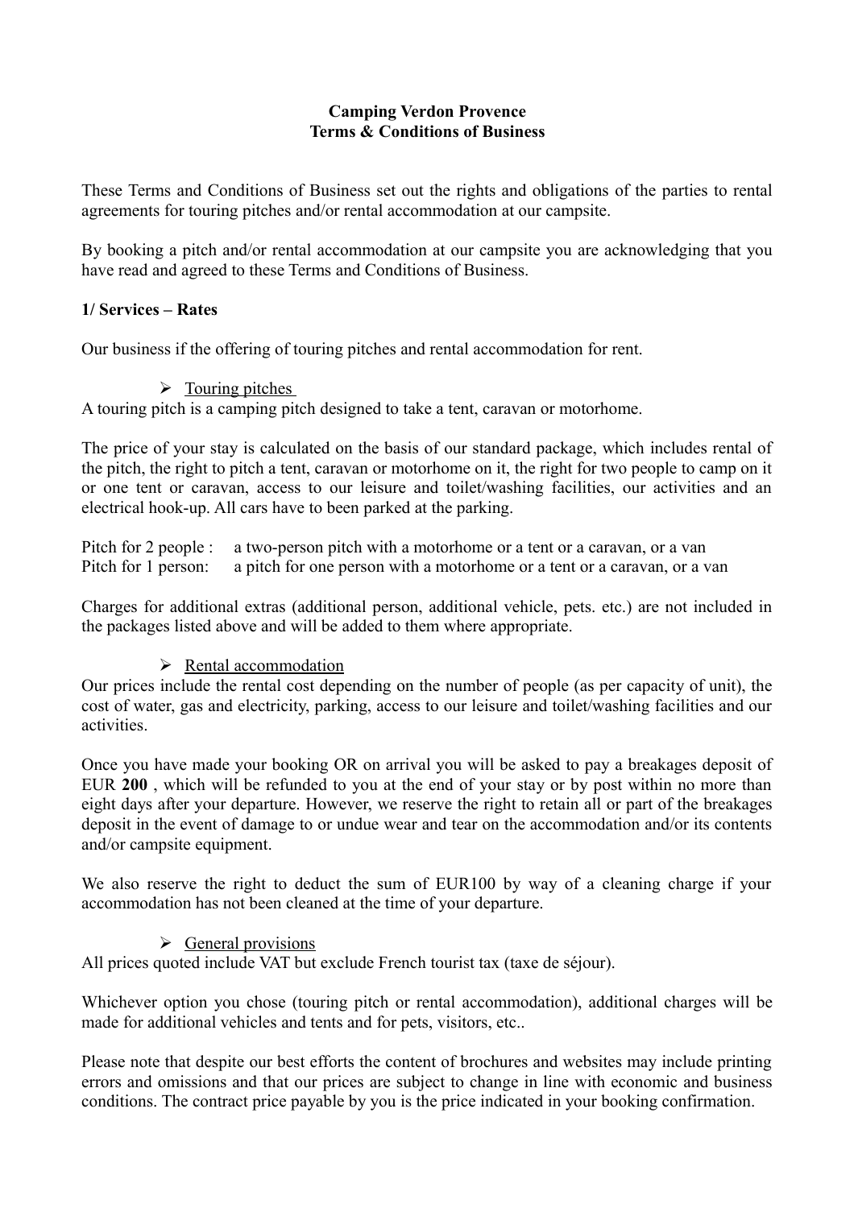**Camping Verdon Provence**
**Terms & Conditions of Business**

These Terms and Conditions of Business set out the rights and obligations of the parties to rental agreements for touring pitches and/or rental accommodation at our campsite.

By booking a pitch and/or rental accommodation at our campsite you are acknowledging that you have read and agreed to these Terms and Conditions of Business.

**1/ Services – Rates**

Our business if the offering of touring pitches and rental accommodation for rent.

➢ Touring pitches

A touring pitch is a camping pitch designed to take a tent, caravan or motorhome.

The price of your stay is calculated on the basis of our standard package, which includes rental of the pitch, the right to pitch a tent, caravan or motorhome on it, the right for two people to camp on it or one tent or caravan, access to our leisure and toilet/washing facilities, our activities and an electrical hook-up. All cars have to been parked at the parking.

Pitch for 2 people : a two-person pitch with a motorhome or a tent or a caravan, or a van
Pitch for 1 person: a pitch for one person with a motorhome or a tent or a caravan, or a van

Charges for additional extras (additional person, additional vehicle, pets. etc.) are not included in the packages listed above and will be added to them where appropriate.

➢ Rental accommodation

Our prices include the rental cost depending on the number of people (as per capacity of unit), the cost of water, gas and electricity, parking, access to our leisure and toilet/washing facilities and our activities.

Once you have made your booking OR on arrival you will be asked to pay a breakages deposit of EUR **200** , which will be refunded to you at the end of your stay or by post within no more than eight days after your departure. However, we reserve the right to retain all or part of the breakages deposit in the event of damage to or undue wear and tear on the accommodation and/or its contents and/or campsite equipment.

We also reserve the right to deduct the sum of EUR100 by way of a cleaning charge if your accommodation has not been cleaned at the time of your departure.

➢ General provisions

All prices quoted include VAT but exclude French tourist tax (taxe de séjour).

Whichever option you chose (touring pitch or rental accommodation), additional charges will be made for additional vehicles and tents and for pets, visitors, etc..

Please note that despite our best efforts the content of brochures and websites may include printing errors and omissions and that our prices are subject to change in line with economic and business conditions. The contract price payable by you is the price indicated in your booking confirmation.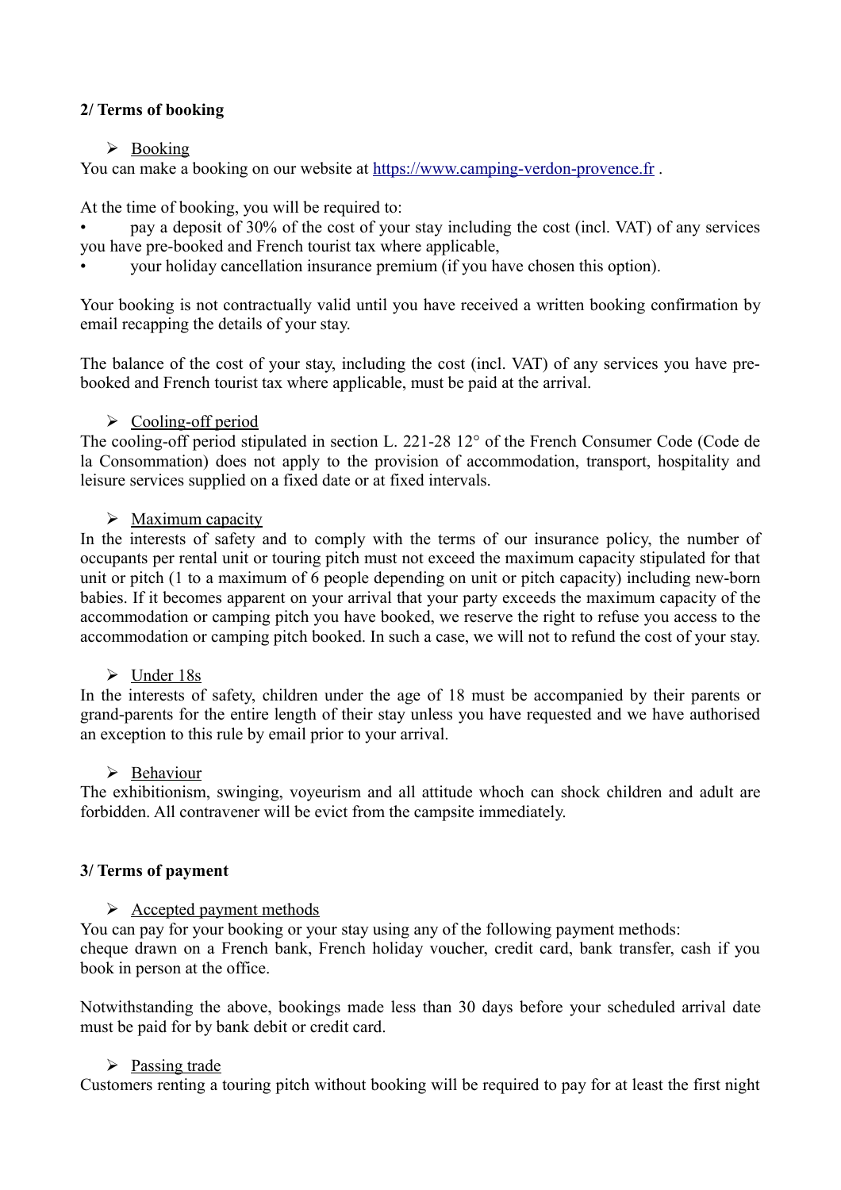**2/ Terms of booking**

➢ Booking

You can make a booking on our website at https://www.camping-verdon-provence.fr .

At the time of booking, you will be required to:

- pay a deposit of 30% of the cost of your stay including the cost (incl. VAT) of any services you have pre-booked and French tourist tax where applicable,
- your holiday cancellation insurance premium (if you have chosen this option).

Your booking is not contractually valid until you have received a written booking confirmation by email recapping the details of your stay.

The balance of the cost of your stay, including the cost (incl. VAT) of any services you have pre-booked and French tourist tax where applicable, must be paid at the arrival.

➢ Cooling-off period

The cooling-off period stipulated in section L. 221-28 12° of the French Consumer Code (Code de la Consommation) does not apply to the provision of accommodation, transport, hospitality and leisure services supplied on a fixed date or at fixed intervals.

➢ Maximum capacity

In the interests of safety and to comply with the terms of our insurance policy, the number of occupants per rental unit or touring pitch must not exceed the maximum capacity stipulated for that unit or pitch (1 to a maximum of 6 people depending on unit or pitch capacity) including new-born babies. If it becomes apparent on your arrival that your party exceeds the maximum capacity of the accommodation or camping pitch you have booked, we reserve the right to refuse you access to the accommodation or camping pitch booked. In such a case, we will not to refund the cost of your stay.

➢ Under 18s

In the interests of safety, children under the age of 18 must be accompanied by their parents or grand-parents for the entire length of their stay unless you have requested and we have authorised an exception to this rule by email prior to your arrival.

➢ Behaviour

The exhibitionism, swinging, voyeurism and all attitude whoch can shock children and adult are forbidden. All contravener will be evict from the campsite immediately.

**3/ Terms of payment**

➢ Accepted payment methods

You can pay for your booking or your stay using any of the following payment methods:
cheque drawn on a French bank, French holiday voucher, credit card, bank transfer, cash if you book in person at the office.

Notwithstanding the above, bookings made less than 30 days before your scheduled arrival date must be paid for by bank debit or credit card.

➢ Passing trade

Customers renting a touring pitch without booking will be required to pay for at least the first night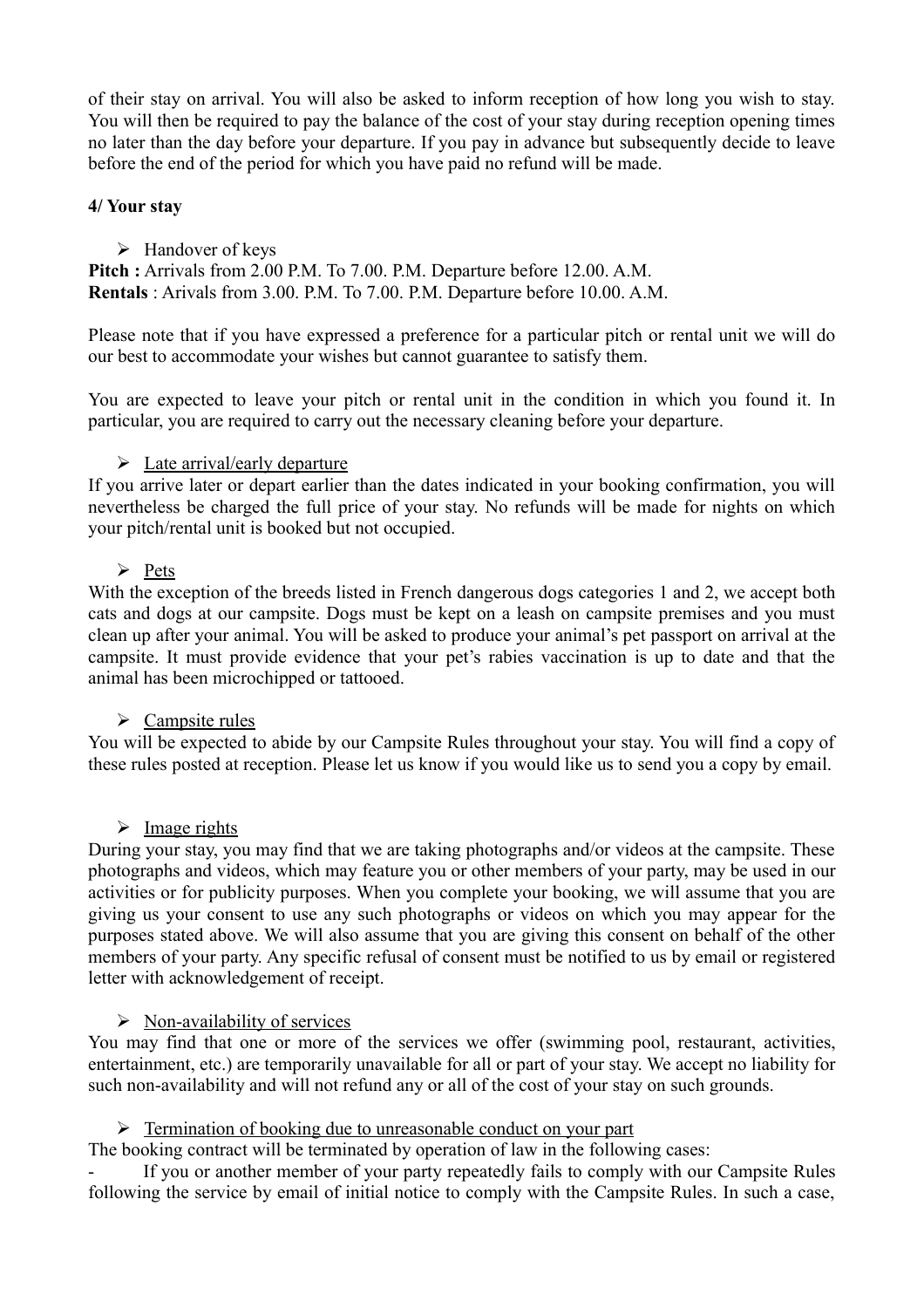of their stay on arrival. You will also be asked to inform reception of how long you wish to stay. You will then be required to pay the balance of the cost of your stay during reception opening times no later than the day before your departure. If you pay in advance but subsequently decide to leave before the end of the period for which you have paid no refund will be made.

**4/ Your stay**

- Handover of keys

**Pitch :** Arrivals from 2.00 P.M. To 7.00. P.M. Departure before 12.00. A.M.
**Rentals** : Arivals from 3.00. P.M. To 7.00. P.M. Departure before 10.00. A.M.

Please note that if you have expressed a preference for a particular pitch or rental unit we will do our best to accommodate your wishes but cannot guarantee to satisfy them.

You are expected to leave your pitch or rental unit in the condition in which you found it. In particular, you are required to carry out the necessary cleaning before your departure.

- Late arrival/early departure

If you arrive later or depart earlier than the dates indicated in your booking confirmation, you will nevertheless be charged the full price of your stay. No refunds will be made for nights on which your pitch/rental unit is booked but not occupied.

- Pets

With the exception of the breeds listed in French dangerous dogs categories 1 and 2, we accept both cats and dogs at our campsite. Dogs must be kept on a leash on campsite premises and you must clean up after your animal. You will be asked to produce your animal's pet passport on arrival at the campsite. It must provide evidence that your pet's rabies vaccination is up to date and that the animal has been microchipped or tattooed.

- Campsite rules

You will be expected to abide by our Campsite Rules throughout your stay. You will find a copy of these rules posted at reception. Please let us know if you would like us to send you a copy by email.

- Image rights

During your stay, you may find that we are taking photographs and/or videos at the campsite. These photographs and videos, which may feature you or other members of your party, may be used in our activities or for publicity purposes. When you complete your booking, we will assume that you are giving us your consent to use any such photographs or videos on which you may appear for the purposes stated above. We will also assume that you are giving this consent on behalf of the other members of your party. Any specific refusal of consent must be notified to us by email or registered letter with acknowledgement of receipt.

- Non-availability of services

You may find that one or more of the services we offer (swimming pool, restaurant, activities, entertainment, etc.) are temporarily unavailable for all or part of your stay. We accept no liability for such non-availability and will not refund any or all of the cost of your stay on such grounds.

- Termination of booking due to unreasonable conduct on your part

The booking contract will be terminated by operation of law in the following cases:

- If you or another member of your party repeatedly fails to comply with our Campsite Rules following the service by email of initial notice to comply with the Campsite Rules. In such a case,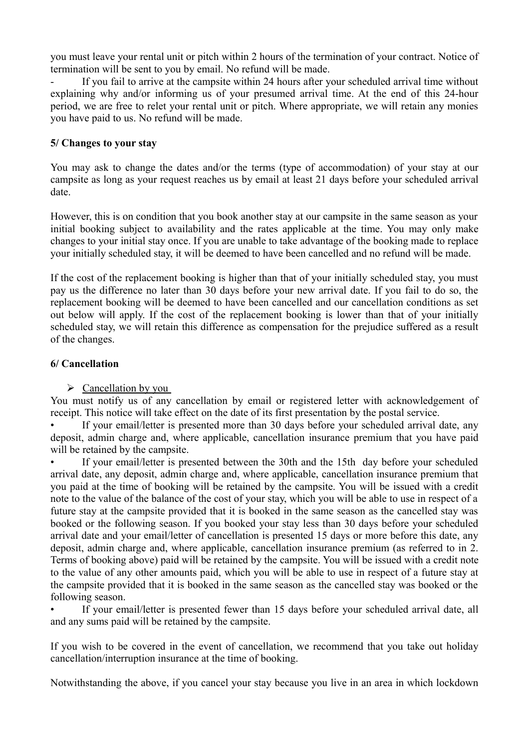you must leave your rental unit or pitch within 2 hours of the termination of your contract. Notice of termination will be sent to you by email. No refund will be made.

- If you fail to arrive at the campsite within 24 hours after your scheduled arrival time without explaining why and/or informing us of your presumed arrival time. At the end of this 24-hour period, we are free to relet your rental unit or pitch. Where appropriate, we will retain any monies you have paid to us. No refund will be made.

**5/ Changes to your stay**

You may ask to change the dates and/or the terms (type of accommodation) of your stay at our campsite as long as your request reaches us by email at least 21 days before your scheduled arrival date.

However, this is on condition that you book another stay at our campsite in the same season as your initial booking subject to availability and the rates applicable at the time. You may only make changes to your initial stay once. If you are unable to take advantage of the booking made to replace your initially scheduled stay, it will be deemed to have been cancelled and no refund will be made.

If the cost of the replacement booking is higher than that of your initially scheduled stay, you must pay us the difference no later than 30 days before your new arrival date. If you fail to do so, the replacement booking will be deemed to have been cancelled and our cancellation conditions as set out below will apply. If the cost of the replacement booking is lower than that of your initially scheduled stay, we will retain this difference as compensation for the prejudice suffered as a result of the changes.

**6/ Cancellation**

➢ Cancellation by you

You must notify us of any cancellation by email or registered letter with acknowledgement of receipt. This notice will take effect on the date of its first presentation by the postal service.

- If your email/letter is presented more than 30 days before your scheduled arrival date, any deposit, admin charge and, where applicable, cancellation insurance premium that you have paid will be retained by the campsite.
- If your email/letter is presented between the 30th and the 15th day before your scheduled arrival date, any deposit, admin charge and, where applicable, cancellation insurance premium that you paid at the time of booking will be retained by the campsite. You will be issued with a credit note to the value of the balance of the cost of your stay, which you will be able to use in respect of a future stay at the campsite provided that it is booked in the same season as the cancelled stay was booked or the following season. If you booked your stay less than 30 days before your scheduled arrival date and your email/letter of cancellation is presented 15 days or more before this date, any deposit, admin charge and, where applicable, cancellation insurance premium (as referred to in 2. Terms of booking above) paid will be retained by the campsite. You will be issued with a credit note to the value of any other amounts paid, which you will be able to use in respect of a future stay at the campsite provided that it is booked in the same season as the cancelled stay was booked or the following season.
- If your email/letter is presented fewer than 15 days before your scheduled arrival date, all and any sums paid will be retained by the campsite.

If you wish to be covered in the event of cancellation, we recommend that you take out holiday cancellation/interruption insurance at the time of booking.

Notwithstanding the above, if you cancel your stay because you live in an area in which lockdown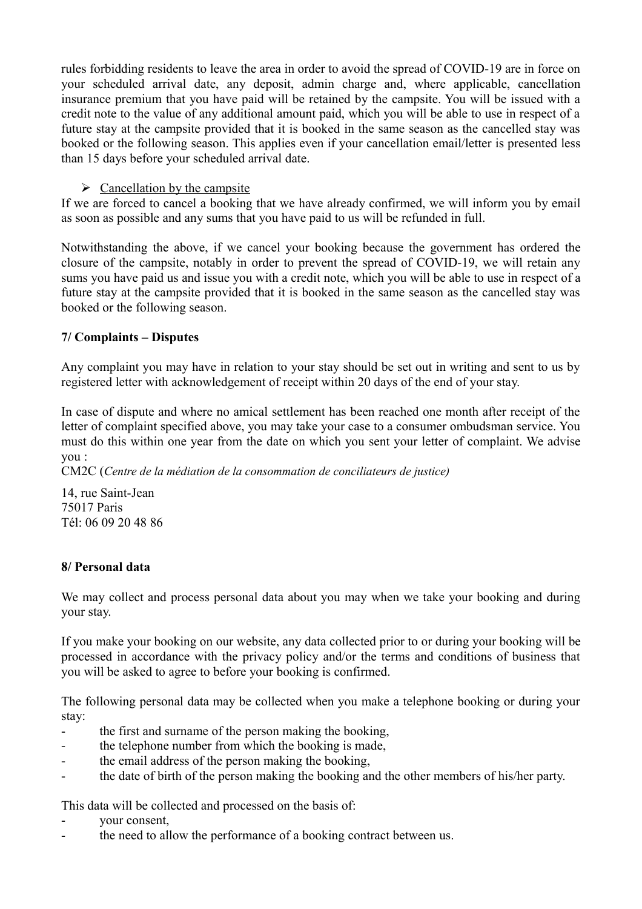rules forbidding residents to leave the area in order to avoid the spread of COVID-19 are in force on your scheduled arrival date, any deposit, admin charge and, where applicable, cancellation insurance premium that you have paid will be retained by the campsite. You will be issued with a credit note to the value of any additional amount paid, which you will be able to use in respect of a future stay at the campsite provided that it is booked in the same season as the cancelled stay was booked or the following season. This applies even if your cancellation email/letter is presented less than 15 days before your scheduled arrival date.

➢ Cancellation by the campsite

If we are forced to cancel a booking that we have already confirmed, we will inform you by email as soon as possible and any sums that you have paid to us will be refunded in full.

Notwithstanding the above, if we cancel your booking because the government has ordered the closure of the campsite, notably in order to prevent the spread of COVID-19, we will retain any sums you have paid us and issue you with a credit note, which you will be able to use in respect of a future stay at the campsite provided that it is booked in the same season as the cancelled stay was booked or the following season.

**7/ Complaints – Disputes**

Any complaint you may have in relation to your stay should be set out in writing and sent to us by registered letter with acknowledgement of receipt within 20 days of the end of your stay.

In case of dispute and where no amical settlement has been reached one month after receipt of the letter of complaint specified above, you may take your case to a consumer ombudsman service. You must do this within one year from the date on which you sent your letter of complaint. We advise you :

CM2C (*Centre de la médiation de la consommation de conciliateurs de justice)*

14, rue Saint-Jean
75017 Paris
Tél: 06 09 20 48 86

**8/ Personal data**

We may collect and process personal data about you may when we take your booking and during your stay.

If you make your booking on our website, any data collected prior to or during your booking will be processed in accordance with the privacy policy and/or the terms and conditions of business that you will be asked to agree to before your booking is confirmed.

The following personal data may be collected when you make a telephone booking or during your stay:

- the first and surname of the person making the booking,
- the telephone number from which the booking is made,
- the email address of the person making the booking,
- the date of birth of the person making the booking and the other members of his/her party.

This data will be collected and processed on the basis of:

- your consent,
- the need to allow the performance of a booking contract between us.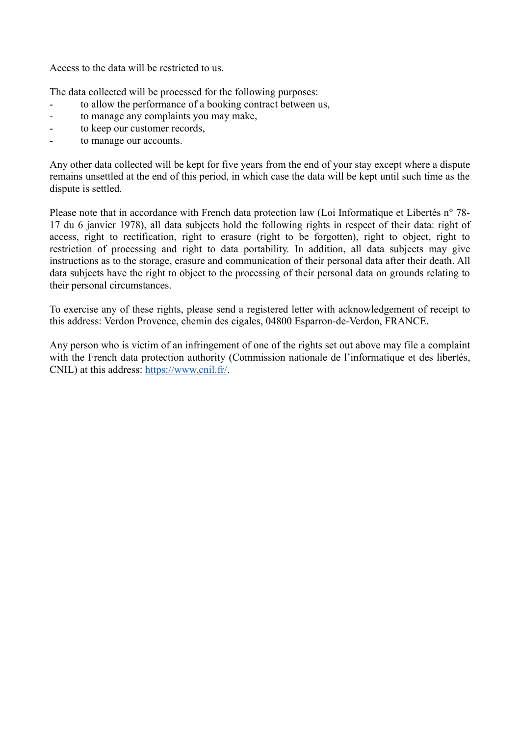Access to the data will be restricted to us.

The data collected will be processed for the following purposes:

- to allow the performance of a booking contract between us,
- to manage any complaints you may make,
- to keep our customer records,
- to manage our accounts.

Any other data collected will be kept for five years from the end of your stay except where a dispute remains unsettled at the end of this period, in which case the data will be kept until such time as the dispute is settled.

Please note that in accordance with French data protection law (Loi Informatique et Libertés n° 78-17 du 6 janvier 1978), all data subjects hold the following rights in respect of their data: right of access, right to rectification, right to erasure (right to be forgotten), right to object, right to restriction of processing and right to data portability. In addition, all data subjects may give instructions as to the storage, erasure and communication of their personal data after their death. All data subjects have the right to object to the processing of their personal data on grounds relating to their personal circumstances.

To exercise any of these rights, please send a registered letter with acknowledgement of receipt to this address: Verdon Provence, chemin des cigales, 04800 Esparron-de-Verdon, FRANCE.

Any person who is victim of an infringement of one of the rights set out above may file a complaint with the French data protection authority (Commission nationale de l'informatique et des libertés, CNIL) at this address: https://www.cnil.fr/.